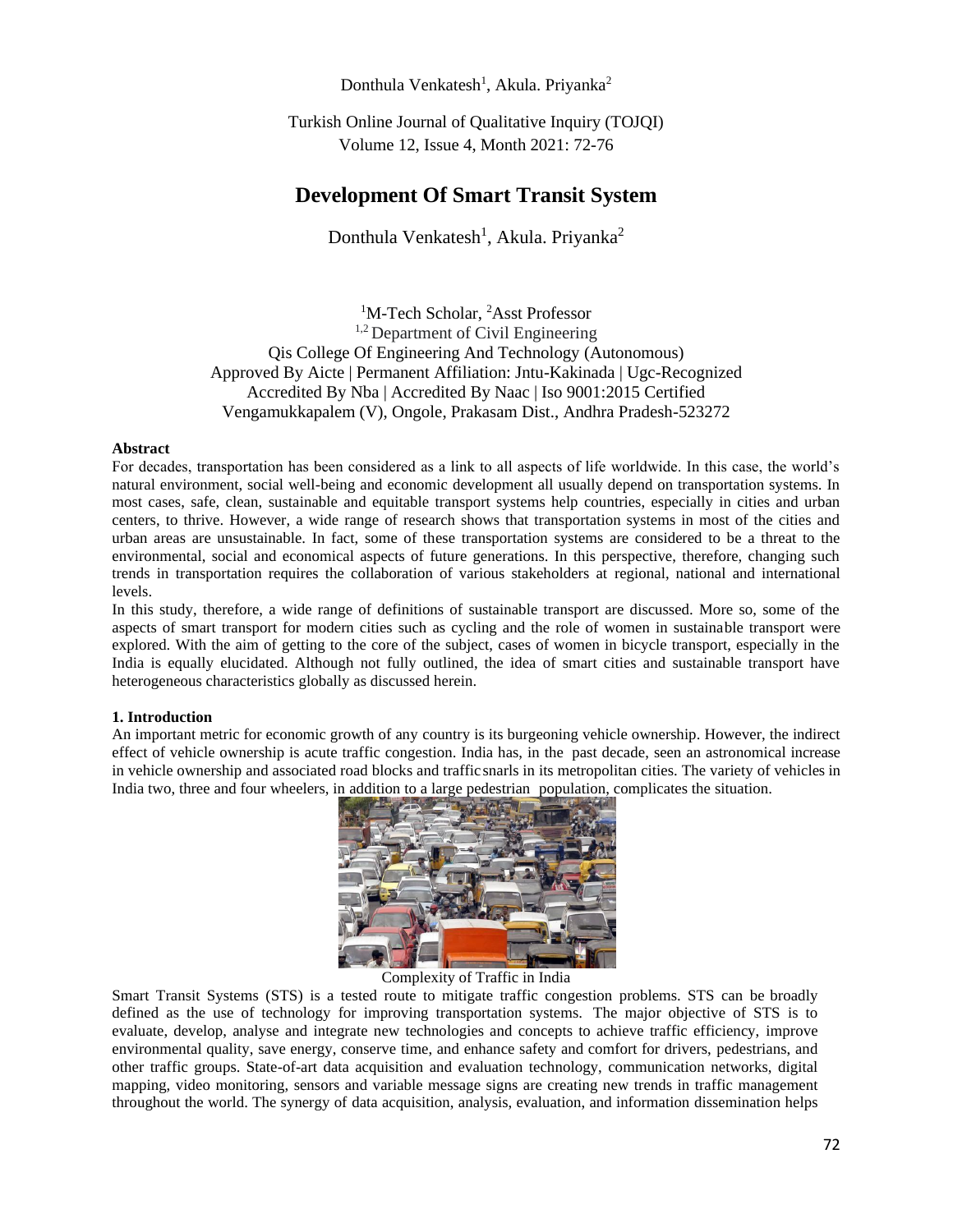# Development Of Smart Transit System

Donthula Venkatesh[1], Akula. Priyanka[2]

[1]M-Tech Scholar, [2]Asst Professor
[1,2] Department of Civil Engineering
Qis College Of Engineering And Technology (Autonomous)
Approved By Aicte | Permanent Affiliation: Jntu-Kakinada | Ugc-Recognized
Accredited By Nba | Accredited By Naac | Iso 9001:2015 Certified
Vengamukkapalem (V), Ongole, Prakasam Dist., Andhra Pradesh-523272

**Abstract**

For decades, transportation has been considered as a link to all aspects of life worldwide. In this case, the world's natural environment, social well-being and economic development all usually depend on transportation systems. In most cases, safe, clean, sustainable and equitable transport systems help countries, especially in cities and urban centers, to thrive. However, a wide range of research shows that transportation systems in most of the cities and urban areas are unsustainable. In fact, some of these transportation systems are considered to be a threat to the environmental, social and economical aspects of future generations. In this perspective, therefore, changing such trends in transportation requires the collaboration of various stakeholders at regional, national and international levels.

In this study, therefore, a wide range of definitions of sustainable transport are discussed. More so, some of the aspects of smart transport for modern cities such as cycling and the role of women in sustainable transport were explored. With the aim of getting to the core of the subject, cases of women in bicycle transport, especially in the India is equally elucidated. Although not fully outlined, the idea of smart cities and sustainable transport have heterogeneous characteristics globally as discussed herein.

## 1. Introduction

An important metric for economic growth of any country is its burgeoning vehicle ownership. However, the indirect effect of vehicle ownership is acute traffic congestion. India has, in the past decade, seen an astronomical increase in vehicle ownership and associated road blocks and traffic snarls in its metropolitan cities. The variety of vehicles in India two, three and four wheelers, in addition to a large pedestrian population, complicates the situation.

Complexity of Traffic in India

Smart Transit Systems (STS) is a tested route to mitigate traffic congestion problems. STS can be broadly defined as the use of technology for improving transportation systems. The major objective of STS is to evaluate, develop, analyse and integrate new technologies and concepts to achieve traffic efficiency, improve environmental quality, save energy, conserve time, and enhance safety and comfort for drivers, pedestrians, and other traffic groups. State-of-art data acquisition and evaluation technology, communication networks, digital mapping, video monitoring, sensors and variable message signs are creating new trends in traffic management throughout the world. The synergy of data acquisition, analysis, evaluation, and information dissemination helps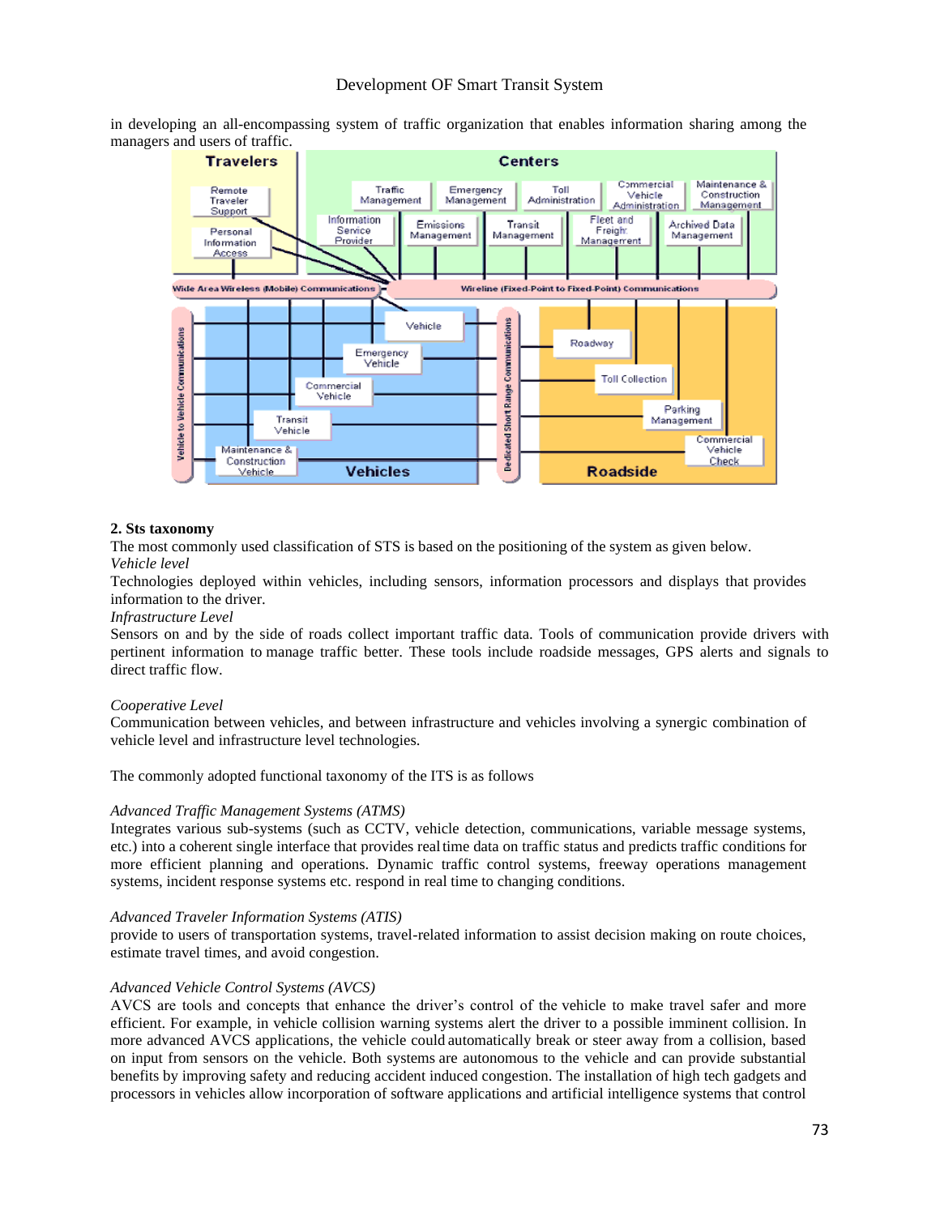in developing an all-encompassing system of traffic organization that enables information sharing among the managers and users of traffic.

## 2. Sts taxonomy

The most commonly used classification of STS is based on the positioning of the system as given below.

*Vehicle level*

Technologies deployed within vehicles, including sensors, information processors and displays that provides information to the driver.

*Infrastructure Level*

Sensors on and by the side of roads collect important traffic data. Tools of communication provide drivers with pertinent information to manage traffic better. These tools include roadside messages, GPS alerts and signals to direct traffic flow.

*Cooperative Level*

Communication between vehicles, and between infrastructure and vehicles involving a synergic combination of vehicle level and infrastructure level technologies.

The commonly adopted functional taxonomy of the ITS is as follows

*Advanced Traffic Management Systems (ATMS)*

Integrates various sub-systems (such as CCTV, vehicle detection, communications, variable message systems, etc.) into a coherent single interface that provides real time data on traffic status and predicts traffic conditions for more efficient planning and operations. Dynamic traffic control systems, freeway operations management systems, incident response systems etc. respond in real time to changing conditions.

*Advanced Traveler Information Systems (ATIS)*

provide to users of transportation systems, travel-related information to assist decision making on route choices, estimate travel times, and avoid congestion.

*Advanced Vehicle Control Systems (AVCS)*

AVCS are tools and concepts that enhance the driver's control of the vehicle to make travel safer and more efficient. For example, in vehicle collision warning systems alert the driver to a possible imminent collision. In more advanced AVCS applications, the vehicle could automatically break or steer away from a collision, based on input from sensors on the vehicle. Both systems are autonomous to the vehicle and can provide substantial benefits by improving safety and reducing accident induced congestion. The installation of high tech gadgets and processors in vehicles allow incorporation of software applications and artificial intelligence systems that control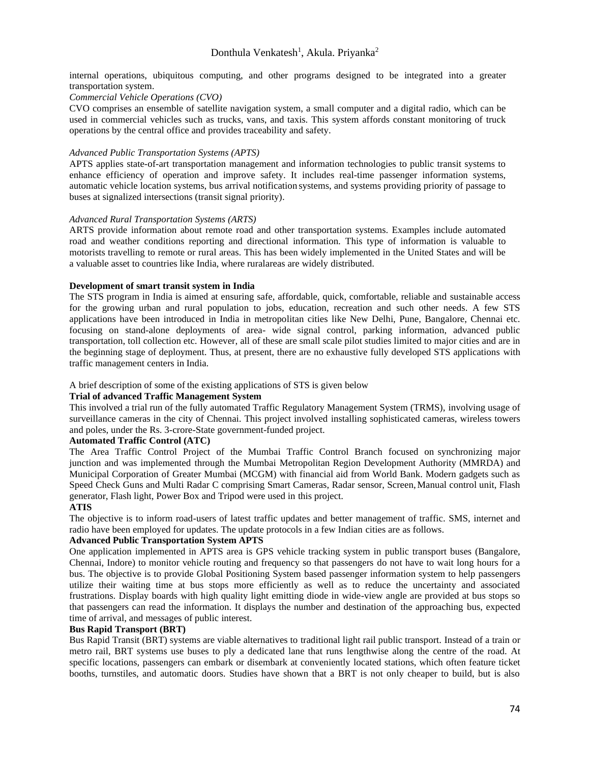internal operations, ubiquitous computing, and other programs designed to be integrated into a greater transportation system.

*Commercial Vehicle Operations (CVO)*

CVO comprises an ensemble of satellite navigation system, a small computer and a digital radio, which can be used in commercial vehicles such as trucks, vans, and taxis. This system affords constant monitoring of truck operations by the central office and provides traceability and safety.

*Advanced Public Transportation Systems (APTS)*

APTS applies state-of-art transportation management and information technologies to public transit systems to enhance efficiency of operation and improve safety. It includes real-time passenger information systems, automatic vehicle location systems, bus arrival notification systems, and systems providing priority of passage to buses at signalized intersections (transit signal priority).

*Advanced Rural Transportation Systems (ARTS)*

ARTS provide information about remote road and other transportation systems. Examples include automated road and weather conditions reporting and directional information. This type of information is valuable to motorists travelling to remote or rural areas. This has been widely implemented in the United States and will be a valuable asset to countries like India, where ruralareas are widely distributed.

**Development of smart transit system in India**

The STS program in India is aimed at ensuring safe, affordable, quick, comfortable, reliable and sustainable access for the growing urban and rural population to jobs, education, recreation and such other needs. A few STS applications have been introduced in India in metropolitan cities like New Delhi, Pune, Bangalore, Chennai etc. focusing on stand-alone deployments of area- wide signal control, parking information, advanced public transportation, toll collection etc. However, all of these are small scale pilot studies limited to major cities and are in the beginning stage of deployment. Thus, at present, there are no exhaustive fully developed STS applications with traffic management centers in India.

A brief description of some of the existing applications of STS is given below

**Trial of advanced Traffic Management System**

This involved a trial run of the fully automated Traffic Regulatory Management System (TRMS), involving usage of surveillance cameras in the city of Chennai. This project involved installing sophisticated cameras, wireless towers and poles, under the Rs. 3-crore-State government-funded project.

**Automated Traffic Control (ATC)**

The Area Traffic Control Project of the Mumbai Traffic Control Branch focused on synchronizing major junction and was implemented through the Mumbai Metropolitan Region Development Authority (MMRDA) and Municipal Corporation of Greater Mumbai (MCGM) with financial aid from World Bank. Modern gadgets such as Speed Check Guns and Multi Radar C comprising Smart Cameras, Radar sensor, Screen, Manual control unit, Flash generator, Flash light, Power Box and Tripod were used in this project.

**ATIS**

The objective is to inform road-users of latest traffic updates and better management of traffic. SMS, internet and radio have been employed for updates. The update protocols in a few Indian cities are as follows.

**Advanced Public Transportation System APTS**

One application implemented in APTS area is GPS vehicle tracking system in public transport buses (Bangalore, Chennai, Indore) to monitor vehicle routing and frequency so that passengers do not have to wait long hours for a bus. The objective is to provide Global Positioning System based passenger information system to help passengers utilize their waiting time at bus stops more efficiently as well as to reduce the uncertainty and associated frustrations. Display boards with high quality light emitting diode in wide-view angle are provided at bus stops so that passengers can read the information. It displays the number and destination of the approaching bus, expected time of arrival, and messages of public interest.

**Bus Rapid Transport (BRT)**

Bus Rapid Transit (BRT) systems are viable alternatives to traditional light rail public transport. Instead of a train or metro rail, BRT systems use buses to ply a dedicated lane that runs lengthwise along the centre of the road. At specific locations, passengers can embark or disembark at conveniently located stations, which often feature ticket booths, turnstiles, and automatic doors. Studies have shown that a BRT is not only cheaper to build, but is also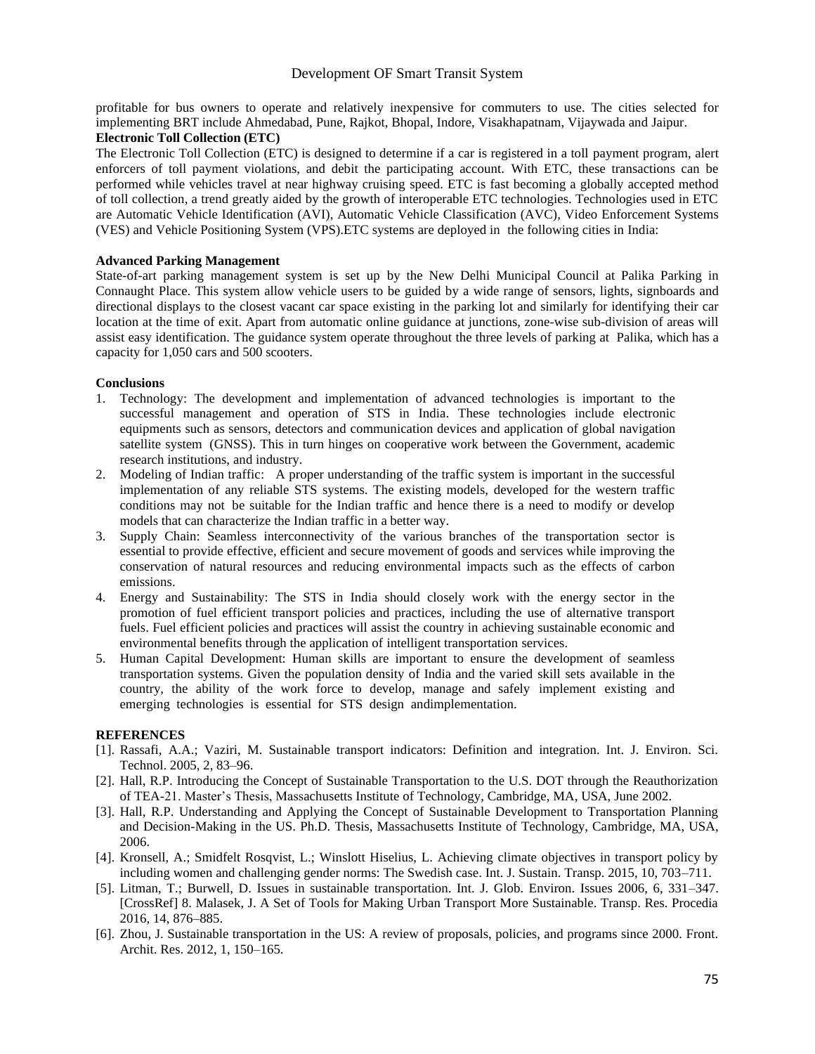profitable for bus owners to operate and relatively inexpensive for commuters to use. The cities selected for implementing BRT include Ahmedabad, Pune, Rajkot, Bhopal, Indore, Visakhapatnam, Vijaywada and Jaipur.

**Electronic Toll Collection (ETC)**

The Electronic Toll Collection (ETC) is designed to determine if a car is registered in a toll payment program, alert enforcers of toll payment violations, and debit the participating account. With ETC, these transactions can be performed while vehicles travel at near highway cruising speed. ETC is fast becoming a globally accepted method of toll collection, a trend greatly aided by the growth of interoperable ETC technologies. Technologies used in ETC are Automatic Vehicle Identification (AVI), Automatic Vehicle Classification (AVC), Video Enforcement Systems (VES) and Vehicle Positioning System (VPS).ETC systems are deployed in the following cities in India:

**Advanced Parking Management**

State-of-art parking management system is set up by the New Delhi Municipal Council at Palika Parking in Connaught Place. This system allow vehicle users to be guided by a wide range of sensors, lights, signboards and directional displays to the closest vacant car space existing in the parking lot and similarly for identifying their car location at the time of exit. Apart from automatic online guidance at junctions, zone-wise sub-division of areas will assist easy identification. The guidance system operate throughout the three levels of parking at Palika, which has a capacity for 1,050 cars and 500 scooters.

**Conclusions**

1. Technology: The development and implementation of advanced technologies is important to the successful management and operation of STS in India. These technologies include electronic equipments such as sensors, detectors and communication devices and application of global navigation satellite system (GNSS). This in turn hinges on cooperative work between the Government, academic research institutions, and industry.
2. Modeling of Indian traffic: A proper understanding of the traffic system is important in the successful implementation of any reliable STS systems. The existing models, developed for the western traffic conditions may not be suitable for the Indian traffic and hence there is a need to modify or develop models that can characterize the Indian traffic in a better way.
3. Supply Chain: Seamless interconnectivity of the various branches of the transportation sector is essential to provide effective, efficient and secure movement of goods and services while improving the conservation of natural resources and reducing environmental impacts such as the effects of carbon emissions.
4. Energy and Sustainability: The STS in India should closely work with the energy sector in the promotion of fuel efficient transport policies and practices, including the use of alternative transport fuels. Fuel efficient policies and practices will assist the country in achieving sustainable economic and environmental benefits through the application of intelligent transportation services.
5. Human Capital Development: Human skills are important to ensure the development of seamless transportation systems. Given the population density of India and the varied skill sets available in the country, the ability of the work force to develop, manage and safely implement existing and emerging technologies is essential for STS design andimplementation.

**REFERENCES**

[1]. Rassafi, A.A.; Vaziri, M. Sustainable transport indicators: Definition and integration. Int. J. Environ. Sci. Technol. 2005, 2, 83–96.

[2]. Hall, R.P. Introducing the Concept of Sustainable Transportation to the U.S. DOT through the Reauthorization of TEA-21. Master's Thesis, Massachusetts Institute of Technology, Cambridge, MA, USA, June 2002.

[3]. Hall, R.P. Understanding and Applying the Concept of Sustainable Development to Transportation Planning and Decision-Making in the US. Ph.D. Thesis, Massachusetts Institute of Technology, Cambridge, MA, USA, 2006.

[4]. Kronsell, A.; Smidfelt Rosqvist, L.; Winslott Hiselius, L. Achieving climate objectives in transport policy by including women and challenging gender norms: The Swedish case. Int. J. Sustain. Transp. 2015, 10, 703–711.

[5]. Litman, T.; Burwell, D. Issues in sustainable transportation. Int. J. Glob. Environ. Issues 2006, 6, 331–347. [CrossRef] 8. Malasek, J. A Set of Tools for Making Urban Transport More Sustainable. Transp. Res. Procedia 2016, 14, 876–885.

[6]. Zhou, J. Sustainable transportation in the US: A review of proposals, policies, and programs since 2000. Front. Archit. Res. 2012, 1, 150–165.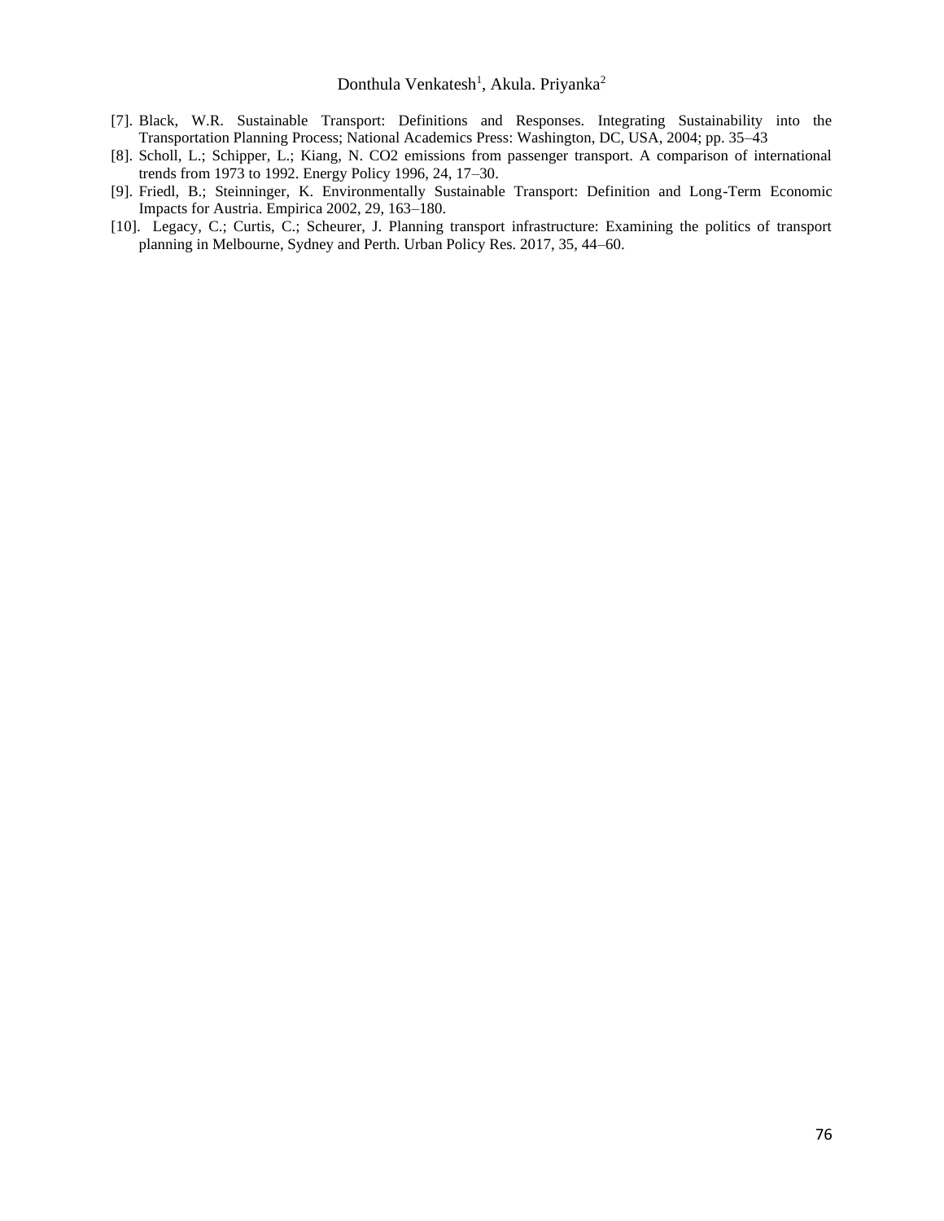[7]. Black, W.R. Sustainable Transport: Definitions and Responses. Integrating Sustainability into the Transportation Planning Process; National Academics Press: Washington, DC, USA, 2004; pp. 35–43

[8]. Scholl, L.; Schipper, L.; Kiang, N. $CO_2$ emissions from passenger transport. A comparison of international trends from 1973 to 1992. Energy Policy 1996, 24, 17–30.

[9]. Friedl, B.; Steinninger, K. Environmentally Sustainable Transport: Definition and Long-Term Economic Impacts for Austria. Empirica 2002, 29, 163–180.

[10]. Legacy, C.; Curtis, C.; Scheurer, J. Planning transport infrastructure: Examining the politics of transport planning in Melbourne, Sydney and Perth. Urban Policy Res. 2017, 35, 44–60.